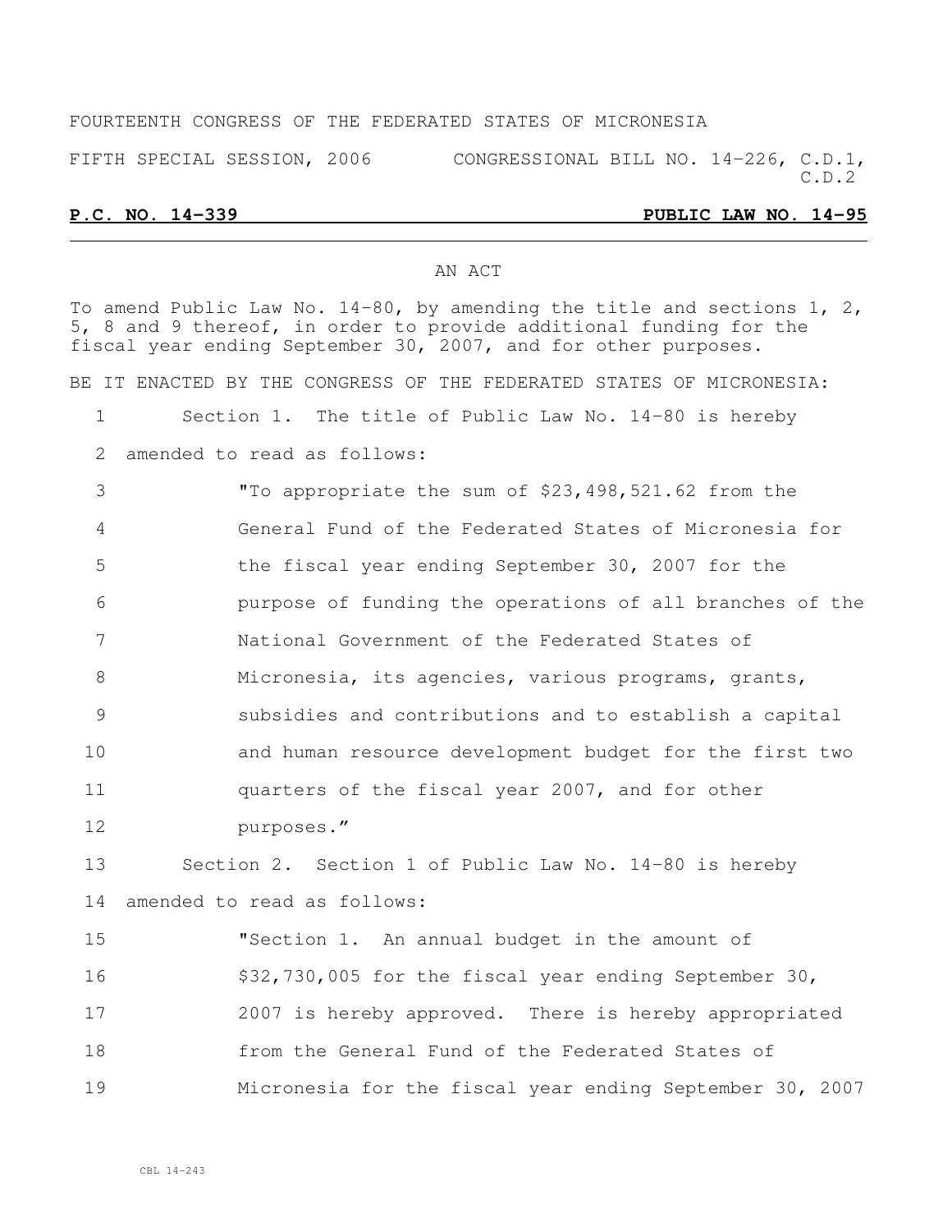FOURTEENTH CONGRESS OF THE FEDERATED STATES OF MICRONESIA

FIFTH SPECIAL SESSION, 2006 CONGRESSIONAL BILL NO. 14-226, C.D.1, C.D.2

**P.C. NO. 14-339** **PUBLIC LAW NO. 14-95**

AN ACT

To amend Public Law No. 14-80, by amending the title and sections 1, 2, 5, 8 and 9 thereof, in order to provide additional funding for the fiscal year ending September 30, 2007, and for other purposes.

BE IT ENACTED BY THE CONGRESS OF THE FEDERATED STATES OF MICRONESIA:

1 Section 1. The title of Public Law No. 14-80 is hereby
2 amended to read as follows:
3 "To appropriate the sum of $23,498,521.62 from the
4 General Fund of the Federated States of Micronesia for
5 the fiscal year ending September 30, 2007 for the
6 purpose of funding the operations of all branches of the
7 National Government of the Federated States of
8 Micronesia, its agencies, various programs, grants,
9 subsidies and contributions and to establish a capital
10 and human resource development budget for the first two
11 quarters of the fiscal year 2007, and for other
12 purposes."
13 Section 2. Section 1 of Public Law No. 14-80 is hereby
14 amended to read as follows:
15 "Section 1. An annual budget in the amount of
16 $32,730,005 for the fiscal year ending September 30,
17 2007 is hereby approved. There is hereby appropriated
18 from the General Fund of the Federated States of
19 Micronesia for the fiscal year ending September 30, 2007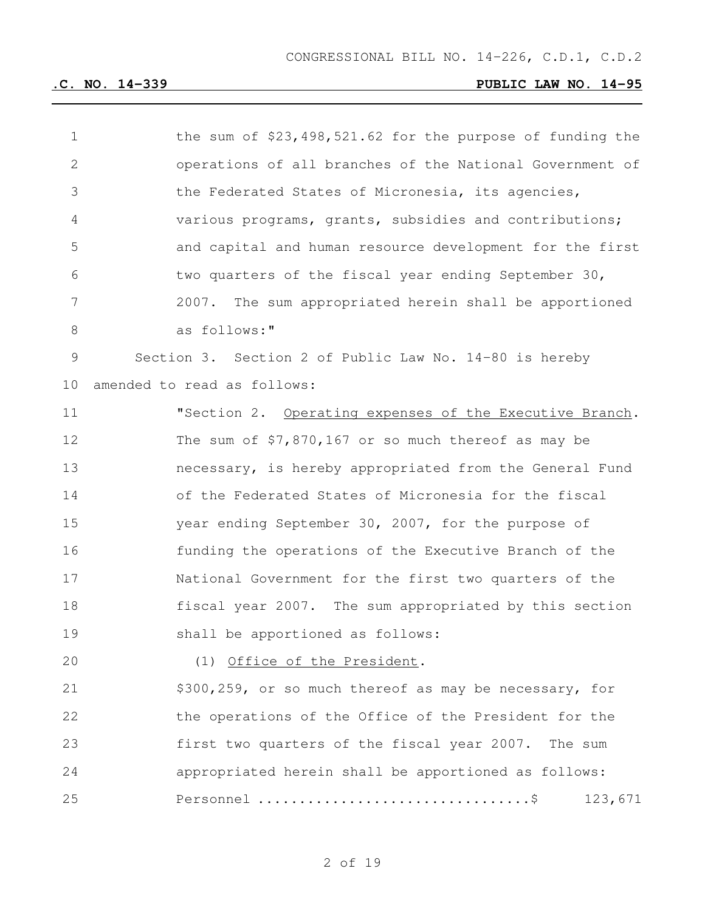the sum of $23,498,521.62 for the purpose of funding the operations of all branches of the National Government of the Federated States of Micronesia, its agencies, various programs, grants, subsidies and contributions; and capital and human resource development for the first two quarters of the fiscal year ending September 30, 2007. The sum appropriated herein shall be apportioned as follows:"

Section 3. Section 2 of Public Law No. 14-80 is hereby amended to read as follows:

"Section 2. Operating expenses of the Executive Branch. The sum of $7,870,167 or so much thereof as may be necessary, is hereby appropriated from the General Fund of the Federated States of Micronesia for the fiscal year ending September 30, 2007, for the purpose of funding the operations of the Executive Branch of the National Government for the first two quarters of the fiscal year 2007. The sum appropriated by this section shall be apportioned as follows:

(1) Office of the President.

$300,259, or so much thereof as may be necessary, for the operations of the Office of the President for the first two quarters of the fiscal year 2007. The sum appropriated herein shall be apportioned as follows:

Personnel ................................$ 123,671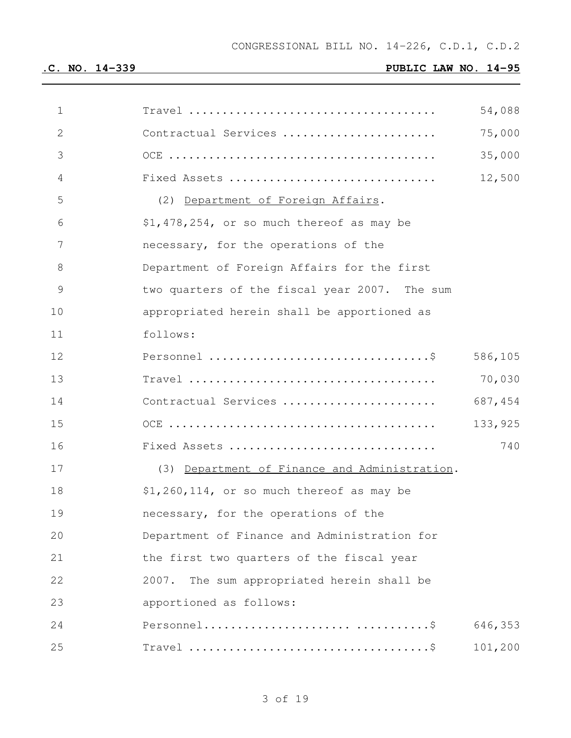| | |
|---|---|
| Travel .................................... | 54,088 |
| Contractual Services ...................... | 75,000 |
| OCE ....................................... | 35,000 |
| Fixed Assets .............................. | 12,500 |

(2) Department of Foreign Affairs. $1,478,254, or so much thereof as may be necessary, for the operations of the Department of Foreign Affairs for the first two quarters of the fiscal year 2007. The sum appropriated herein shall be apportioned as follows:

| | |
|---|---|
| Personnel ................................$ | 586,105 |
| Travel .................................... | 70,030 |
| Contractual Services ...................... | 687,454 |
| OCE ....................................... | 133,925 |
| Fixed Assets .............................. | 740 |

(3) Department of Finance and Administration. $1,260,114, or so much thereof as may be necessary, for the operations of the Department of Finance and Administration for the first two quarters of the fiscal year 2007. The sum appropriated herein shall be apportioned as follows:

| | |
|---|---|
| Personnel.................... ..........$ | 646,353 |
| Travel ...................................$ | 101,200 |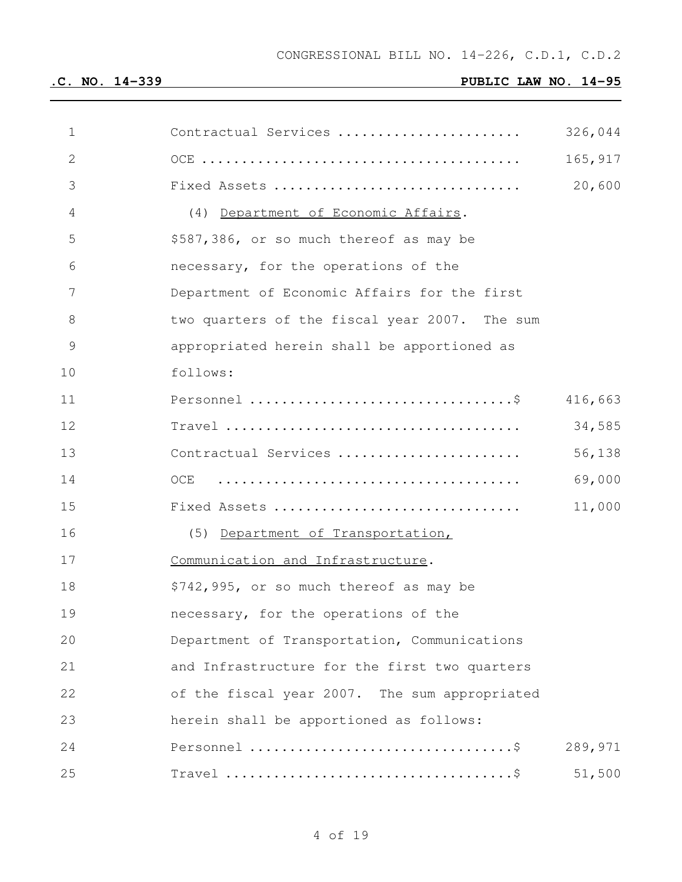| | |
|---|---|
| Contractual Services ...................... | 326,044 |
| OCE ....................................... | 165,917 |
| Fixed Assets .............................. | 20,600 |

(4) Department of Economic Affairs.

$587,386, or so much thereof as may be necessary, for the operations of the Department of Economic Affairs for the first two quarters of the fiscal year 2007. The sum appropriated herein shall be apportioned as follows:

| | |
|---|---|
| Personnel ................................$ | 416,663 |
| Travel .................................... | 34,585 |
| Contractual Services ...................... | 56,138 |
| OCE ....................................... | 69,000 |
| Fixed Assets .............................. | 11,000 |

(5) Department of Transportation, Communication and Infrastructure.

$742,995, or so much thereof as may be necessary, for the operations of the Department of Transportation, Communications and Infrastructure for the first two quarters of the fiscal year 2007. The sum appropriated herein shall be apportioned as follows:

| | |
|---|---|
| Personnel ................................$ | 289,971 |
| Travel ...................................$ | 51,500 |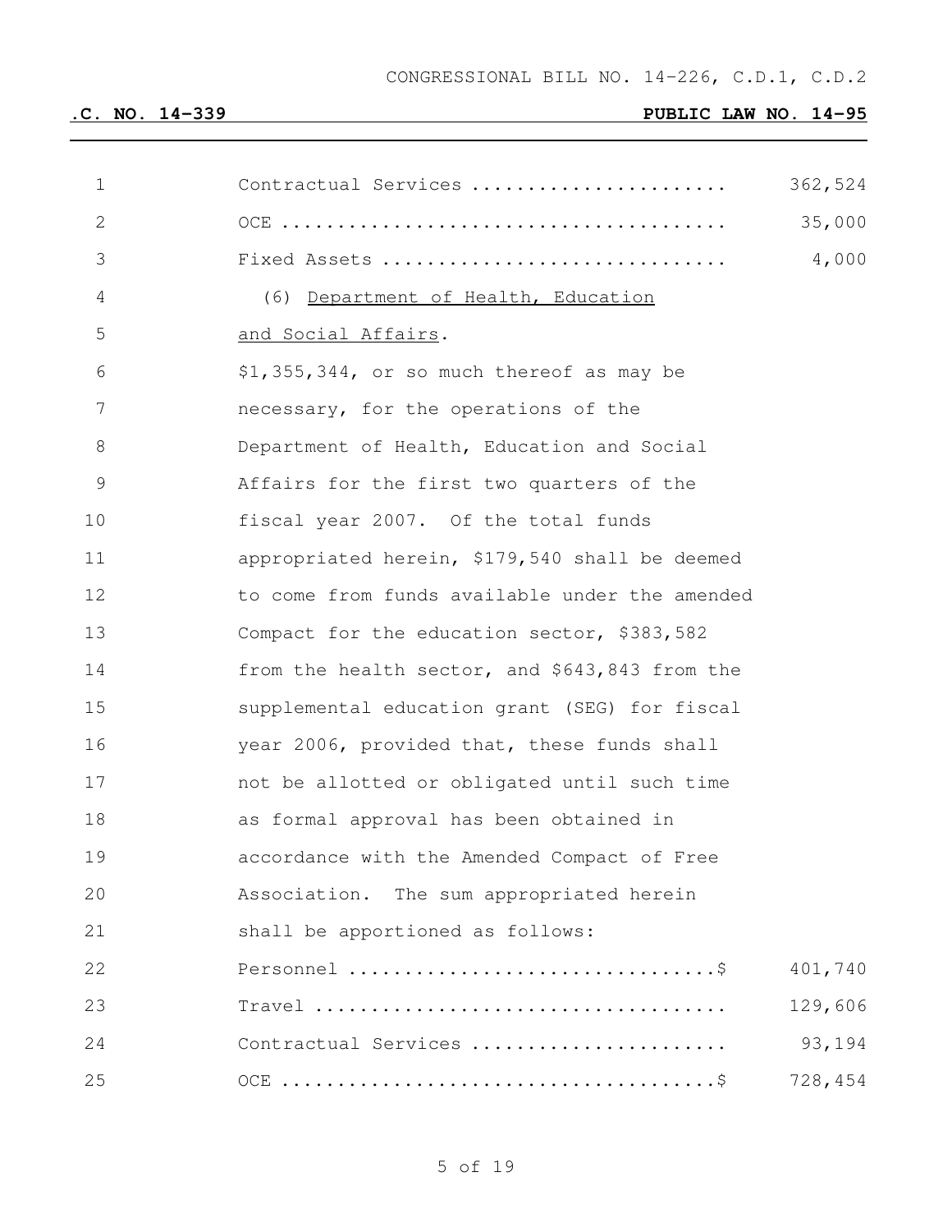| | |
|---|---|
| Contractual Services ...................... | 362,524 |
| OCE ....................................... | 35,000 |
| Fixed Assets .............................. | 4,000 |

(6) Department of Health, Education and Social Affairs.

$1,355,344, or so much thereof as may be necessary, for the operations of the Department of Health, Education and Social Affairs for the first two quarters of the fiscal year 2007. Of the total funds appropriated herein, $179,540 shall be deemed to come from funds available under the amended Compact for the education sector, $383,582 from the health sector, and $643,843 from the supplemental education grant (SEG) for fiscal year 2006, provided that, these funds shall not be allotted or obligated until such time as formal approval has been obtained in accordance with the Amended Compact of Free Association. The sum appropriated herein shall be apportioned as follows:

| | |
|---|---|
| Personnel ................................$ | 401,740 |
| Travel .................................... | 129,606 |
| Contractual Services ...................... | 93,194 |
| OCE ......................................$ | 728,454 |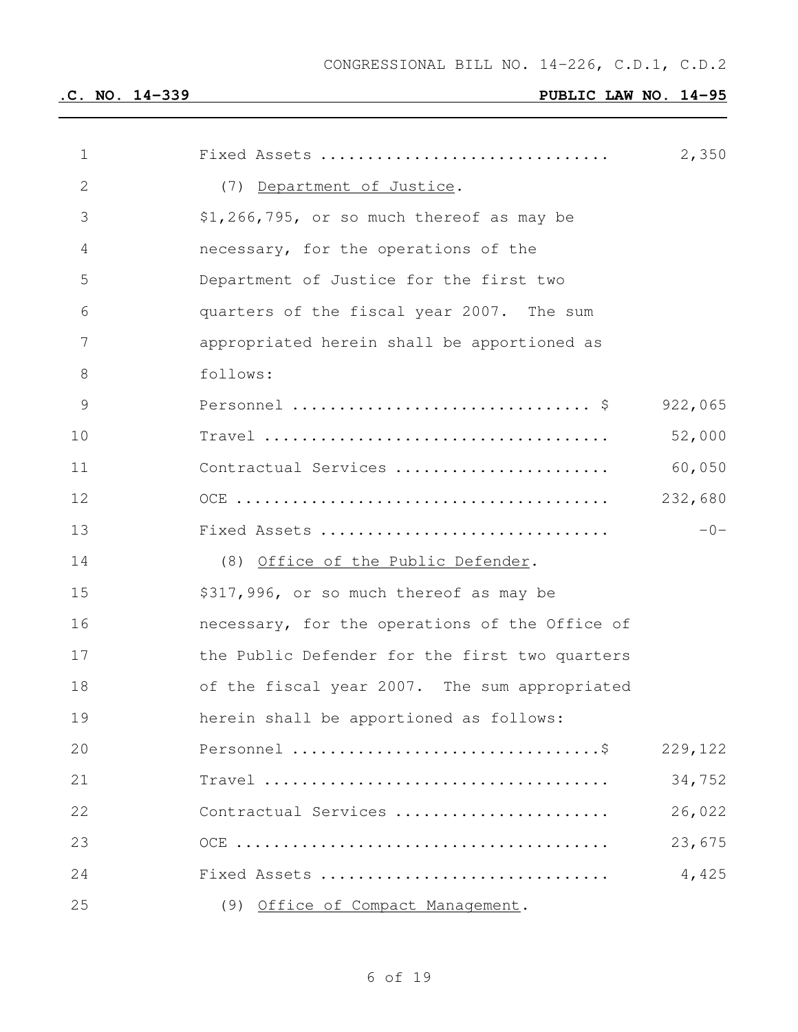| | |
|---|---|
| Fixed Assets .............................. | 2,350 |

(7) Department of Justice.

$1,266,795, or so much thereof as may be necessary, for the operations of the Department of Justice for the first two quarters of the fiscal year 2007. The sum appropriated herein shall be apportioned as follows:

| | |
|---|---|
| Personnel .............................. $ | 922,065 |
| Travel .................................... | 52,000 |
| Contractual Services ...................... | 60,050 |
| OCE ....................................... | 232,680 |
| Fixed Assets .............................. | -0- |

(8) Office of the Public Defender.

$317,996, or so much thereof as may be necessary, for the operations of the Office of the Public Defender for the first two quarters of the fiscal year 2007. The sum appropriated herein shall be apportioned as follows:

| | |
|---|---|
| Personnel ...............................$ | 229,122 |
| Travel .................................... | 34,752 |
| Contractual Services ...................... | 26,022 |
| OCE ....................................... | 23,675 |
| Fixed Assets .............................. | 4,425 |

(9) Office of Compact Management.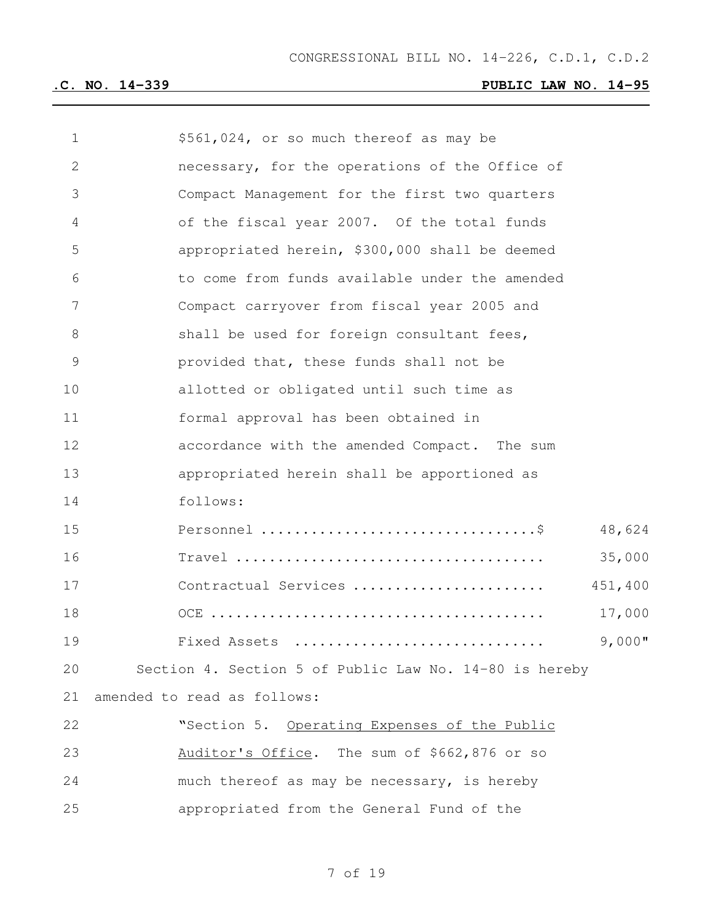$561,024, or so much thereof as may be necessary, for the operations of the Office of Compact Management for the first two quarters of the fiscal year 2007. Of the total funds appropriated herein, $300,000 shall be deemed to come from funds available under the amended Compact carryover from fiscal year 2005 and shall be used for foreign consultant fees, provided that, these funds shall not be allotted or obligated until such time as formal approval has been obtained in accordance with the amended Compact. The sum appropriated herein shall be apportioned as follows:

| | |
|---|---|
| Personnel ................................$ | 48,624 |
| Travel .................................... | 35,000 |
| Contractual Services ...................... | 451,400 |
| OCE ....................................... | 17,000 |
| Fixed Assets ............................. | 9,000" |

Section 4. Section 5 of Public Law No. 14-80 is hereby amended to read as follows:

"Section 5. <u>Operating Expenses of the Public Auditor's Office</u>. The sum of $662,876 or so much thereof as may be necessary, is hereby appropriated from the General Fund of the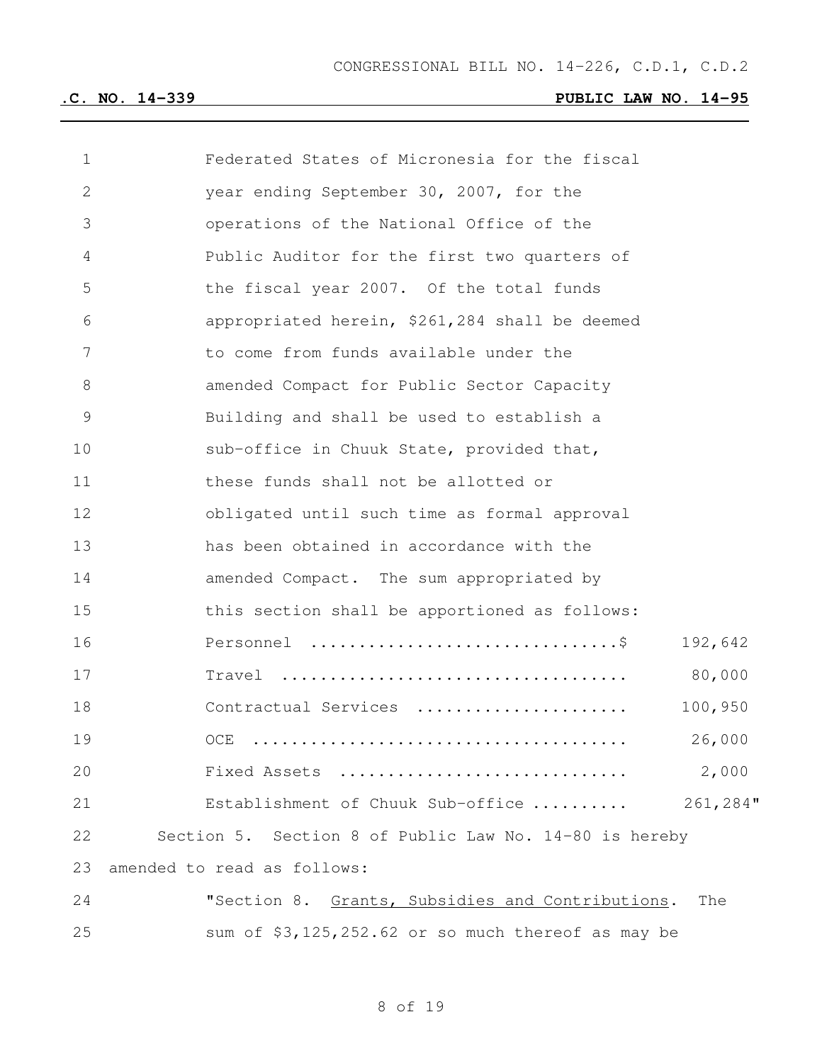Federated States of Micronesia for the fiscal year ending September 30, 2007, for the operations of the National Office of the Public Auditor for the first two quarters of the fiscal year 2007. Of the total funds appropriated herein, $261,284 shall be deemed to come from funds available under the amended Compact for Public Sector Capacity Building and shall be used to establish a sub-office in Chuuk State, provided that, these funds shall not be allotted or obligated until such time as formal approval has been obtained in accordance with the amended Compact. The sum appropriated by this section shall be apportioned as follows:

| | |
|---|---|
| Personnel ...............................$ | 192,642 |
| Travel ................................... | 80,000 |
| Contractual Services ..................... | 100,950 |
| OCE ...................................... | 26,000 |
| Fixed Assets ............................. | 2,000 |
| Establishment of Chuuk Sub-office .......... | 261,284" |

Section 5. Section 8 of Public Law No. 14-80 is hereby amended to read as follows:

"Section 8. Grants, Subsidies and Contributions. The sum of $3,125,252.62 or so much thereof as may be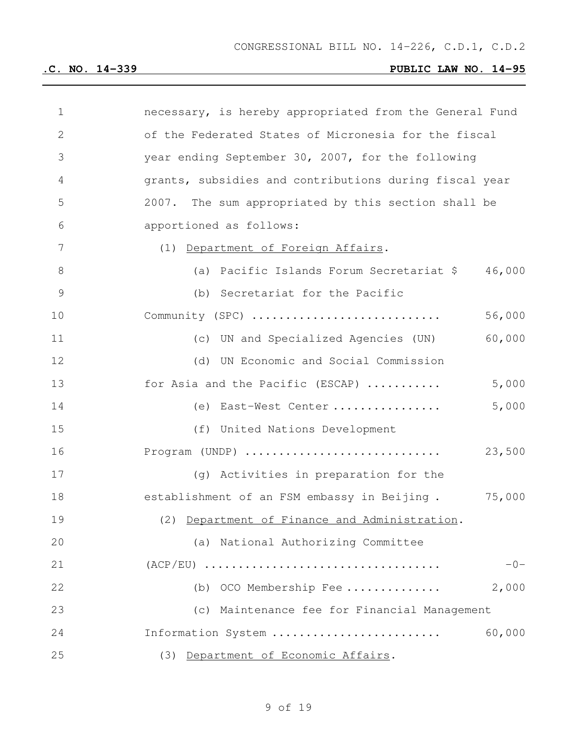necessary, is hereby appropriated from the General Fund of the Federated States of Micronesia for the fiscal year ending September 30, 2007, for the following grants, subsidies and contributions during fiscal year 2007. The sum appropriated by this section shall be apportioned as follows:

(1) Department of Foreign Affairs.

(a) Pacific Islands Forum Secretariat $ 46,000

(b) Secretariat for the Pacific Community (SPC) ........................... 56,000

(c) UN and Specialized Agencies (UN) 60,000

(d) UN Economic and Social Commission for Asia and the Pacific (ESCAP) ........... 5,000

(e) East-West Center ................ 5,000

(f) United Nations Development Program (UNDP) ............................ 23,500

(g) Activities in preparation for the establishment of an FSM embassy in Beijing . 75,000

(2) Department of Finance and Administration.

(a) National Authorizing Committee (ACP/EU) .................................. -0-

(b) OCO Membership Fee ............. 2,000

(c) Maintenance fee for Financial Management Information System ......................... 60,000

(3) Department of Economic Affairs.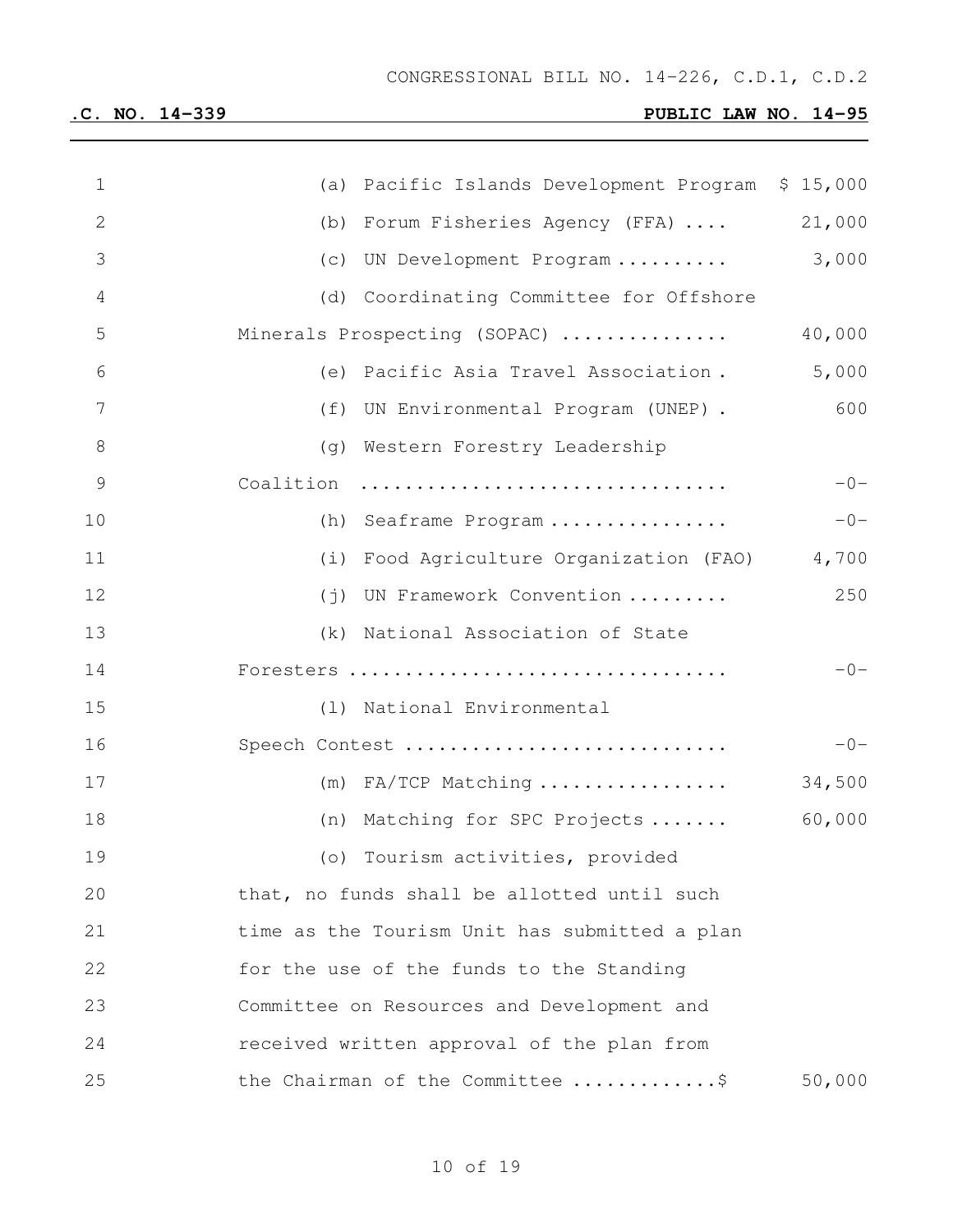(a) Pacific Islands Development Program $ 15,000

(b) Forum Fisheries Agency (FFA) .... 21,000

(c) UN Development Program .......... 3,000

(d) Coordinating Committee for Offshore Minerals Prospecting (SOPAC) ............... 40,000

(e) Pacific Asia Travel Association . 5,000

(f) UN Environmental Program (UNEP) . 600

(g) Western Forestry Leadership Coalition ................................ -0-

(h) Seaframe Program ................ -0-

(i) Food Agriculture Organization (FAO) 4,700

(j) UN Framework Convention ......... 250

(k) National Association of State Foresters ................................. -0-

(l) National Environmental Speech Contest ............................ -0-

(m) FA/TCP Matching ................. 34,500

(n) Matching for SPC Projects ....... 60,000

(o) Tourism activities, provided that, no funds shall be allotted until such time as the Tourism Unit has submitted a plan for the use of the funds to the Standing Committee on Resources and Development and received written approval of the plan from the Chairman of the Committee ............$ 50,000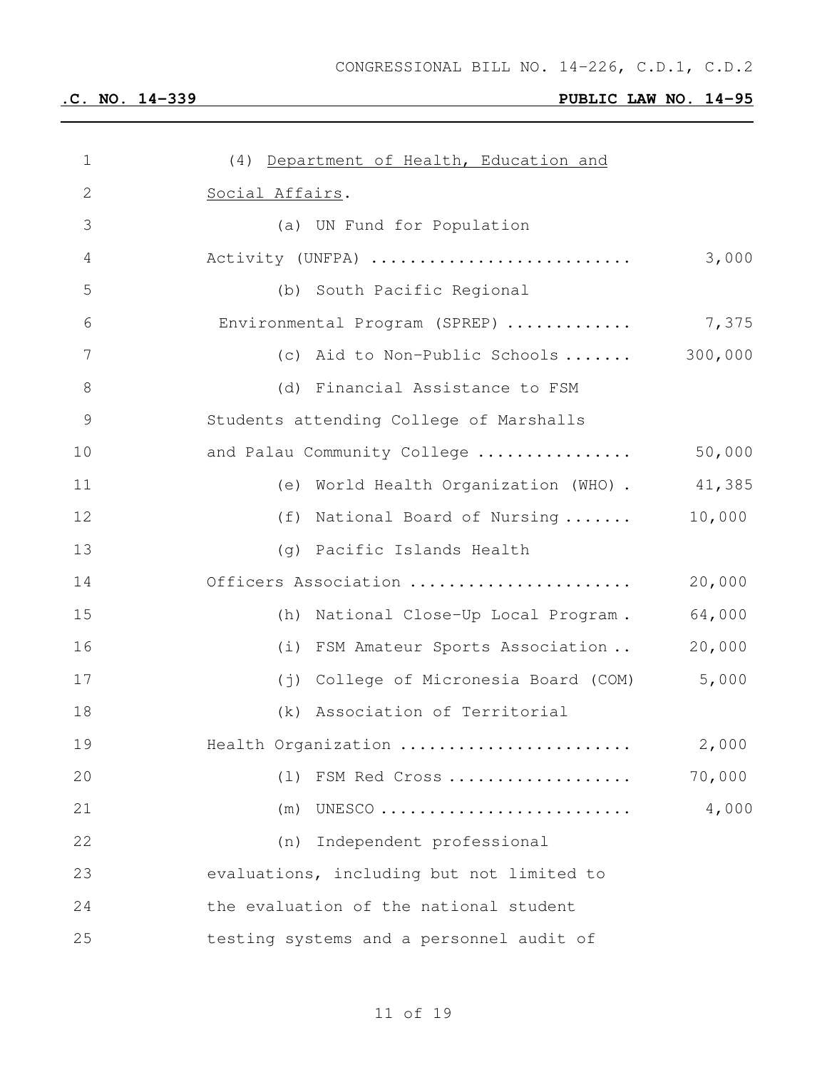(4) Department of Health, Education and Social Affairs.

(a) UN Fund for Population Activity (UNFPA) .......................... 3,000

(b) South Pacific Regional Environmental Program (SPREP) ............ 7,375

(c) Aid to Non-Public Schools ....... 300,000

(d) Financial Assistance to FSM Students attending College of Marshalls and Palau Community College ............... 50,000

(e) World Health Organization (WHO) . 41,385

(f) National Board of Nursing ....... 10,000

(g) Pacific Islands Health Officers Association ...................... 20,000

(h) National Close-Up Local Program . 64,000

(i) FSM Amateur Sports Association .. 20,000

(j) College of Micronesia Board (COM) 5,000

(k) Association of Territorial Health Organization ....................... 2,000

(l) FSM Red Cross .................. 70,000

(m) UNESCO ......................... 4,000

(n) Independent professional evaluations, including but not limited to the evaluation of the national student testing systems and a personnel audit of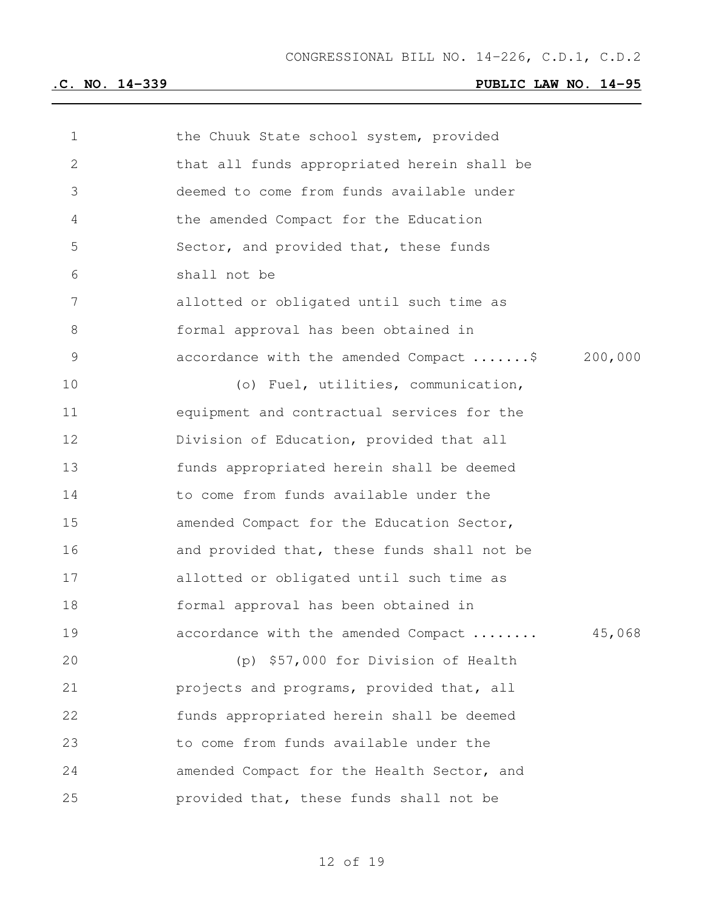the Chuuk State school system, provided that all funds appropriated herein shall be deemed to come from funds available under the amended Compact for the Education Sector, and provided that, these funds shall not be
allotted or obligated until such time as formal approval has been obtained in accordance with the amended Compact .......$ 200,000

(o) Fuel, utilities, communication, equipment and contractual services for the Division of Education, provided that all funds appropriated herein shall be deemed to come from funds available under the amended Compact for the Education Sector, and provided that, these funds shall not be allotted or obligated until such time as formal approval has been obtained in accordance with the amended Compact ........ 45,068

(p) $57,000 for Division of Health projects and programs, provided that, all funds appropriated herein shall be deemed to come from funds available under the amended Compact for the Health Sector, and provided that, these funds shall not be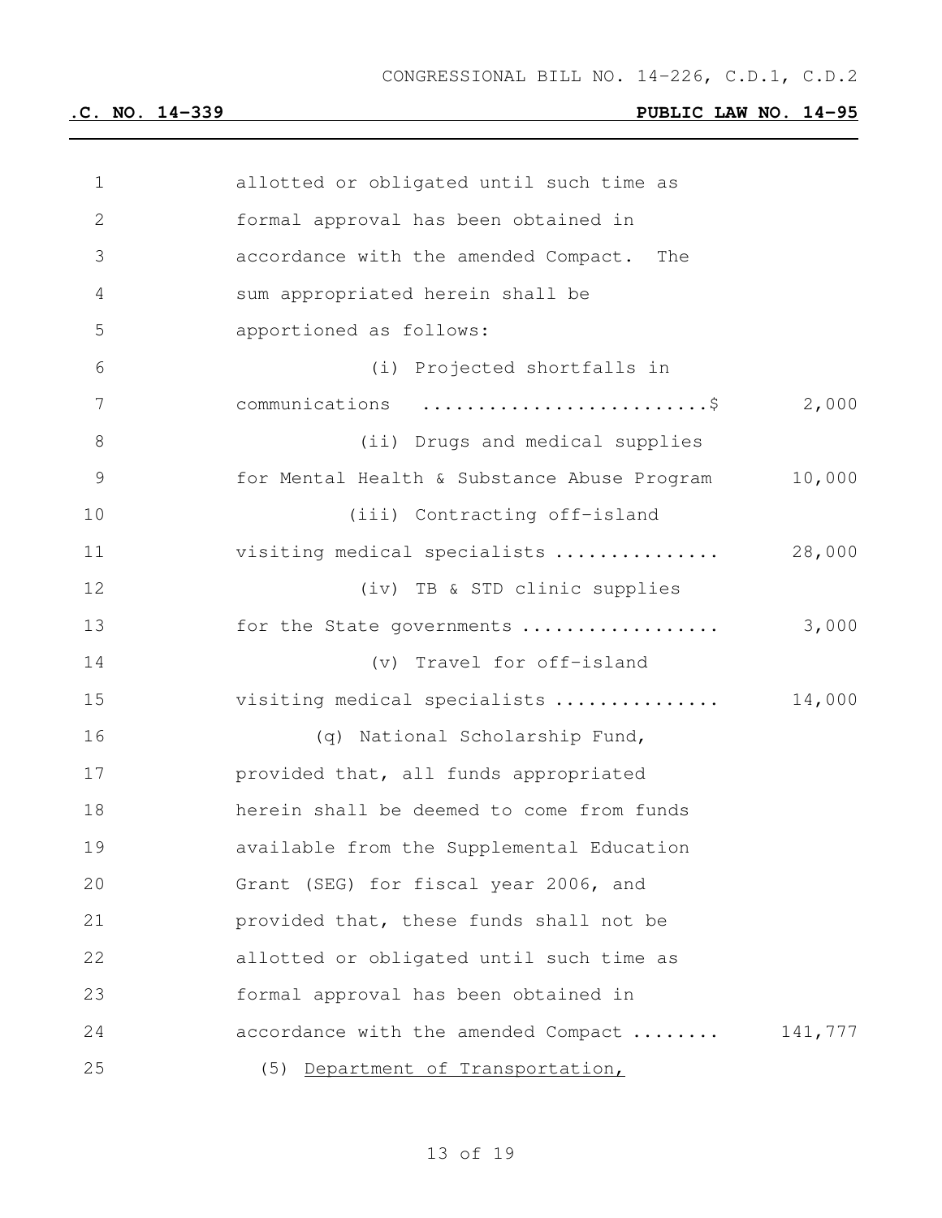allotted or obligated until such time as formal approval has been obtained in accordance with the amended Compact. The sum appropriated herein shall be apportioned as follows:

(i) Projected shortfalls in communications ..........................$ 2,000

(ii) Drugs and medical supplies for Mental Health & Substance Abuse Program 10,000

(iii) Contracting off-island visiting medical specialists ............... 28,000

(iv) TB & STD clinic supplies for the State governments .................. 3,000

(v) Travel for off-island visiting medical specialists ............... 14,000

(q) National Scholarship Fund, provided that, all funds appropriated herein shall be deemed to come from funds available from the Supplemental Education Grant (SEG) for fiscal year 2006, and provided that, these funds shall not be allotted or obligated until such time as formal approval has been obtained in accordance with the amended Compact ........ 141,777

(5) Department of Transportation,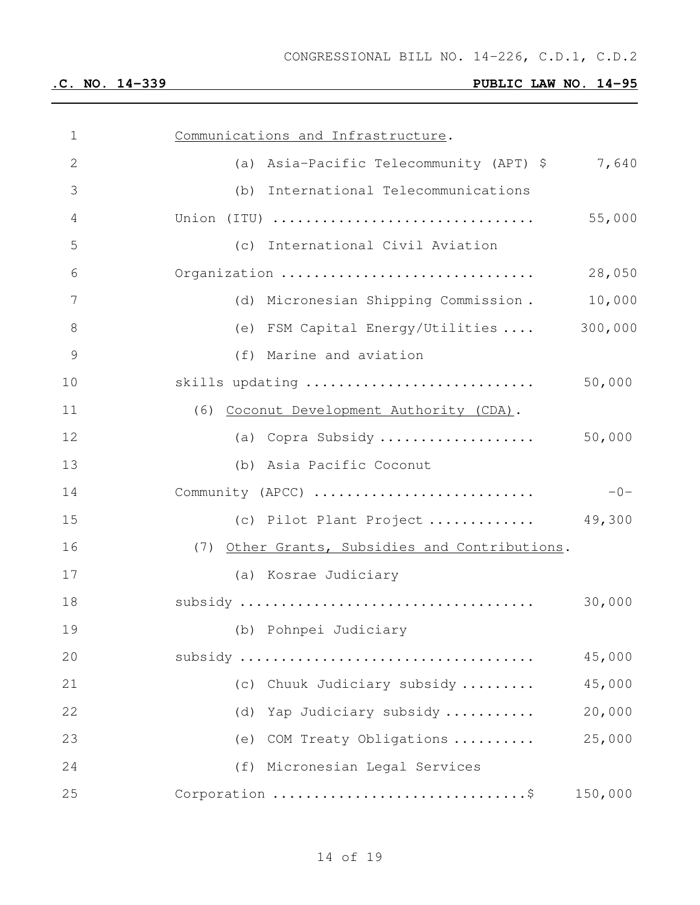Communications and Infrastructure.

(a) Asia-Pacific Telecommunity (APT) $ 7,640

(b) International Telecommunications Union (ITU) ............................... 55,000

(c) International Civil Aviation Organization .............................. 28,050

(d) Micronesian Shipping Commission . 10,000

(e) FSM Capital Energy/Utilities .... 300,000

(f) Marine and aviation skills updating ........................... 50,000

(6) Coconut Development Authority (CDA).

(a) Copra Subsidy .................. 50,000

(b) Asia Pacific Coconut Community (APCC) .......................... -0-

(c) Pilot Plant Project ............ 49,300

(7) Other Grants, Subsidies and Contributions.

(a) Kosrae Judiciary subsidy .................................. 30,000

(b) Pohnpei Judiciary subsidy .................................. 45,000

(c) Chuuk Judiciary subsidy ......... 45,000

(d) Yap Judiciary subsidy ........... 20,000

(e) COM Treaty Obligations .......... 25,000

(f) Micronesian Legal Services Corporation ..............................$ 150,000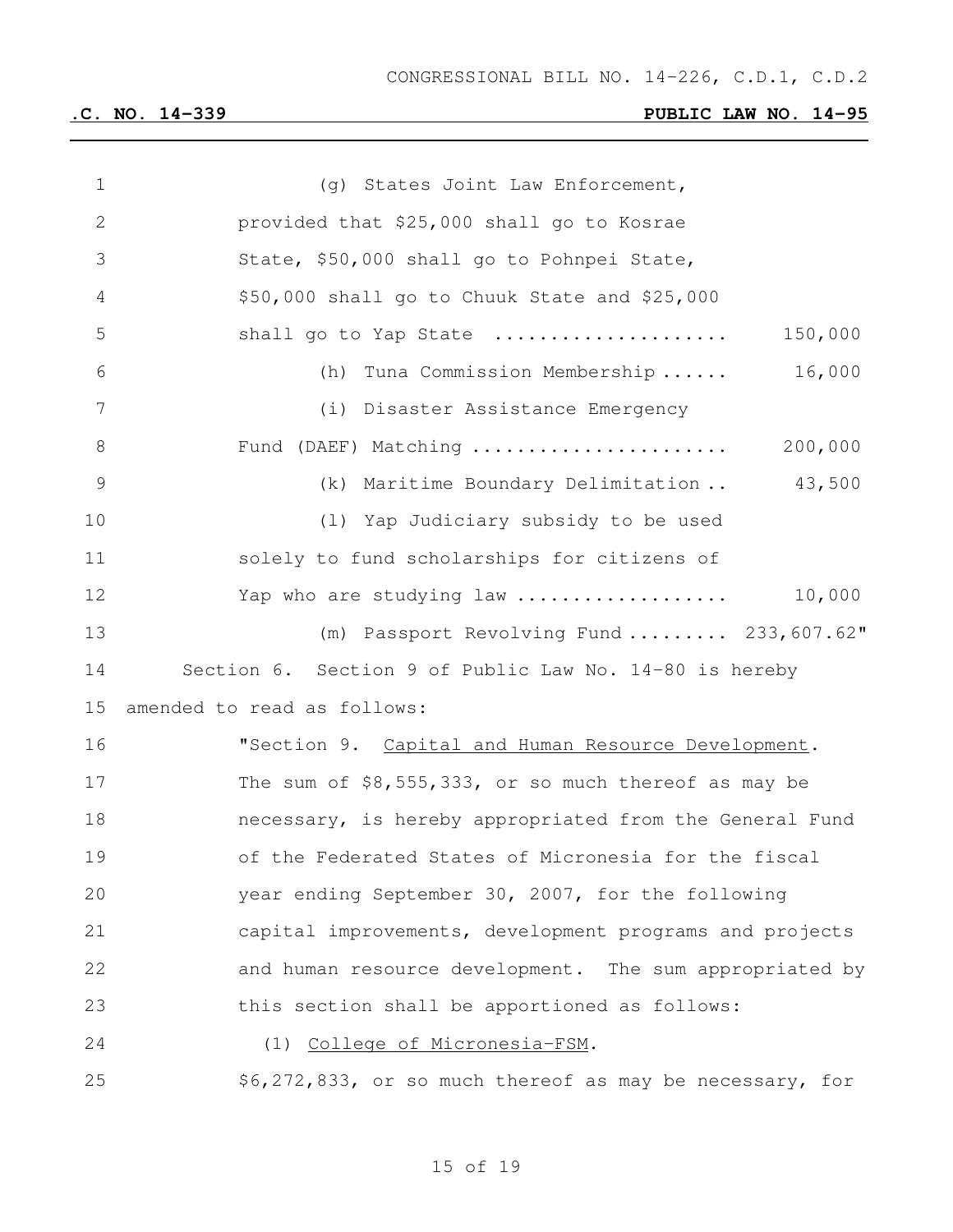(g) States Joint Law Enforcement, provided that $25,000 shall go to Kosrae State, $50,000 shall go to Pohnpei State, $50,000 shall go to Chuuk State and $25,000 shall go to Yap State .................... 150,000

(h) Tuna Commission Membership ...... 16,000

(i) Disaster Assistance Emergency Fund (DAEF) Matching ...................... 200,000

(k) Maritime Boundary Delimitation .. 43,500

(l) Yap Judiciary subsidy to be used solely to fund scholarships for citizens of Yap who are studying law .................. 10,000

(m) Passport Revolving Fund ......... 233,607.62"

Section 6. Section 9 of Public Law No. 14-80 is hereby amended to read as follows:

"Section 9. Capital and Human Resource Development. The sum of $8,555,333, or so much thereof as may be necessary, is hereby appropriated from the General Fund of the Federated States of Micronesia for the fiscal year ending September 30, 2007, for the following capital improvements, development programs and projects and human resource development. The sum appropriated by this section shall be apportioned as follows:

(1) College of Micronesia-FSM. $6,272,833, or so much thereof as may be necessary, for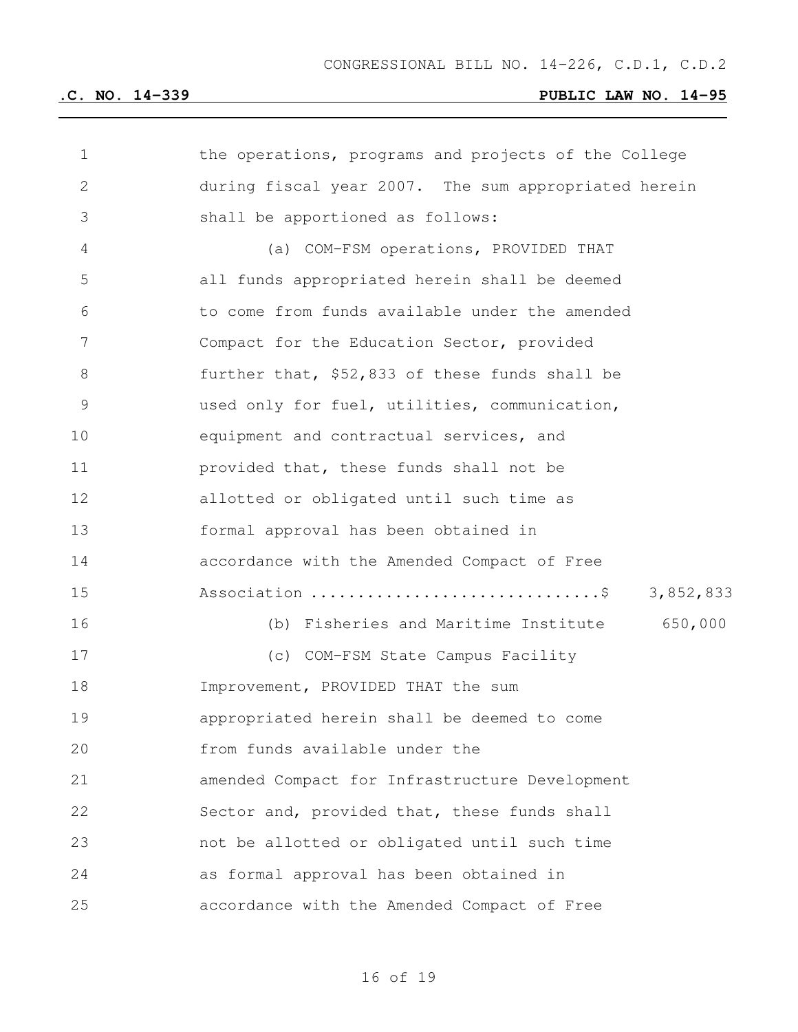the operations, programs and projects of the College during fiscal year 2007. The sum appropriated herein shall be apportioned as follows:

(a) COM-FSM operations, PROVIDED THAT all funds appropriated herein shall be deemed to come from funds available under the amended Compact for the Education Sector, provided further that, $52,833 of these funds shall be used only for fuel, utilities, communication, equipment and contractual services, and provided that, these funds shall not be allotted or obligated until such time as formal approval has been obtained in accordance with the Amended Compact of Free Association ..............................$ 3,852,833

(b) Fisheries and Maritime Institute 650,000

(c) COM-FSM State Campus Facility Improvement, PROVIDED THAT the sum appropriated herein shall be deemed to come from funds available under the amended Compact for Infrastructure Development Sector and, provided that, these funds shall not be allotted or obligated until such time as formal approval has been obtained in accordance with the Amended Compact of Free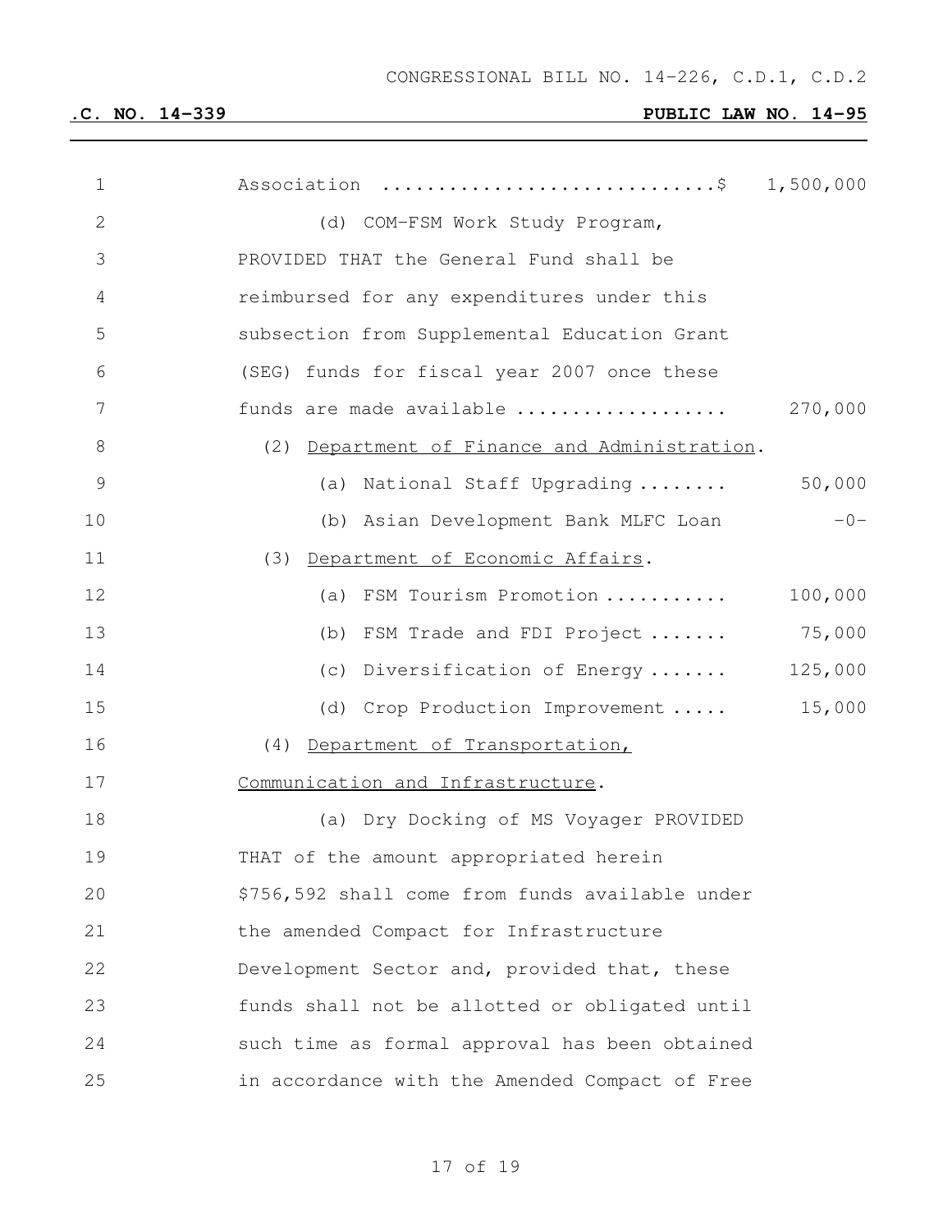Association .............................$ 1,500,000

(d) COM-FSM Work Study Program, PROVIDED THAT the General Fund shall be reimbursed for any expenditures under this subsection from Supplemental Education Grant (SEG) funds for fiscal year 2007 once these funds are made available .................. 270,000

(2) Department of Finance and Administration.

(a) National Staff Upgrading ........ 50,000

(b) Asian Development Bank MLFC Loan -0-

(3) Department of Economic Affairs.

(a) FSM Tourism Promotion ........... 100,000

(b) FSM Trade and FDI Project ....... 75,000

(c) Diversification of Energy ....... 125,000

(d) Crop Production Improvement ..... 15,000

(4) Department of Transportation, Communication and Infrastructure.

(a) Dry Docking of MS Voyager PROVIDED THAT of the amount appropriated herein $756,592 shall come from funds available under the amended Compact for Infrastructure Development Sector and, provided that, these funds shall not be allotted or obligated until such time as formal approval has been obtained in accordance with the Amended Compact of Free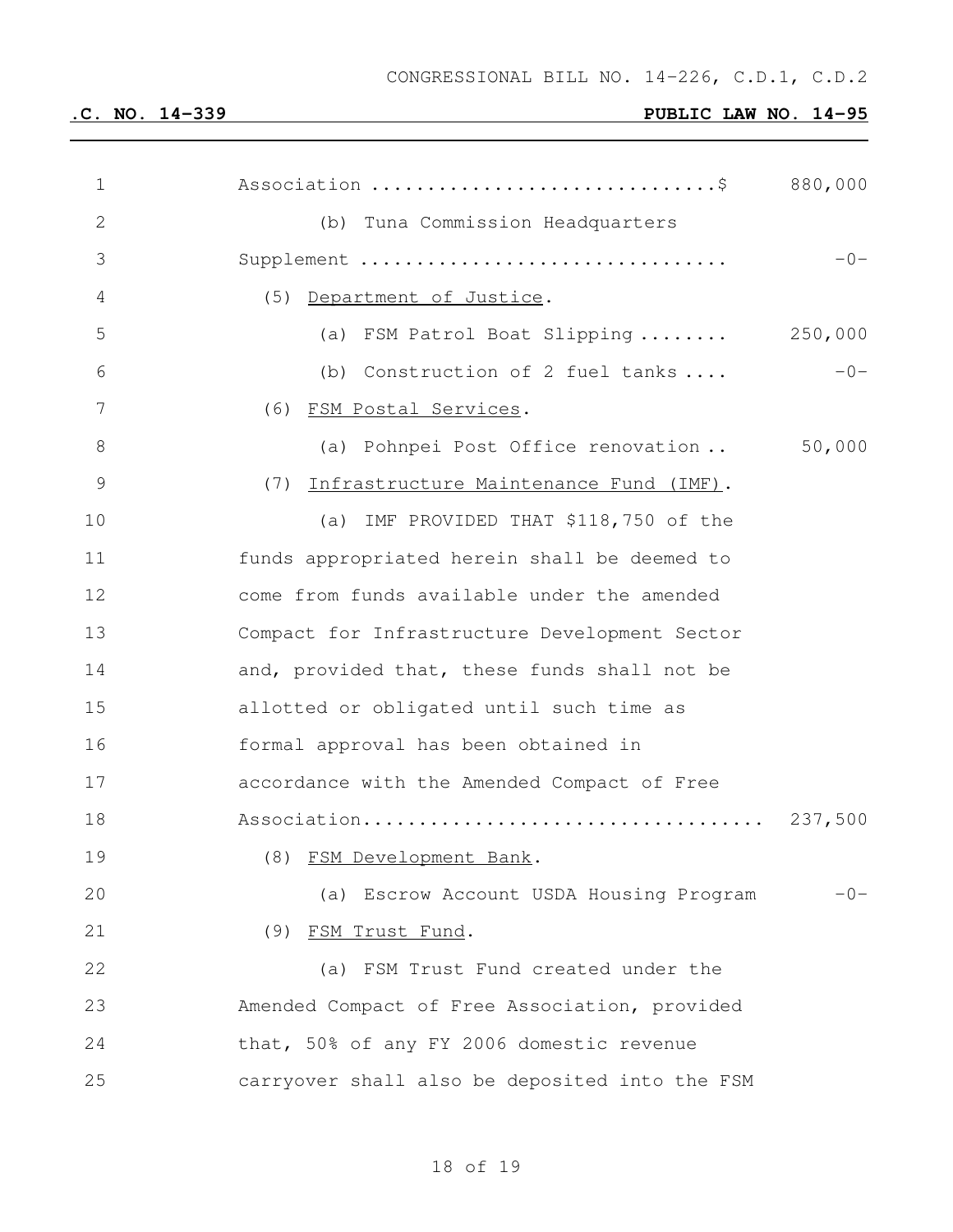Association ..............................$ 880,000

(b) Tuna Commission Headquarters Supplement ................................ -0-

(5) Department of Justice.

(a) FSM Patrol Boat Slipping ........ 250,000

(b) Construction of 2 fuel tanks .... -0-

(6) FSM Postal Services.

(a) Pohnpei Post Office renovation .. 50,000

(7) Infrastructure Maintenance Fund (IMF).

(a) IMF PROVIDED THAT $118,750 of the funds appropriated herein shall be deemed to come from funds available under the amended Compact for Infrastructure Development Sector and, provided that, these funds shall not be allotted or obligated until such time as formal approval has been obtained in accordance with the Amended Compact of Free Association.................................. 237,500

(8) FSM Development Bank.

(a) Escrow Account USDA Housing Program -0-

(9) FSM Trust Fund.

(a) FSM Trust Fund created under the Amended Compact of Free Association, provided that, 50% of any FY 2006 domestic revenue carryover shall also be deposited into the FSM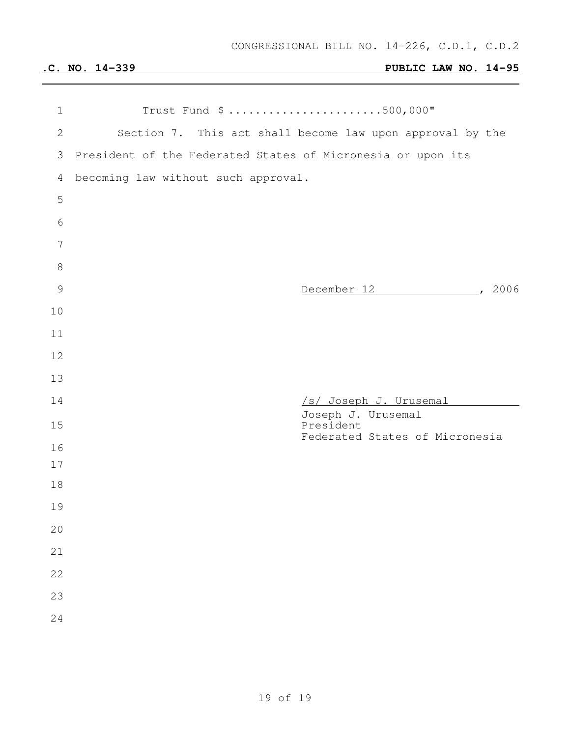Trust Fund $ .......................500,000"

Section 7. This act shall become law upon approval by the President of the Federated States of Micronesia or upon its becoming law without such approval.

December 12, 2006

/s/ Joseph J. Urusemal

Joseph J. Urusemal
President
Federated States of Micronesia